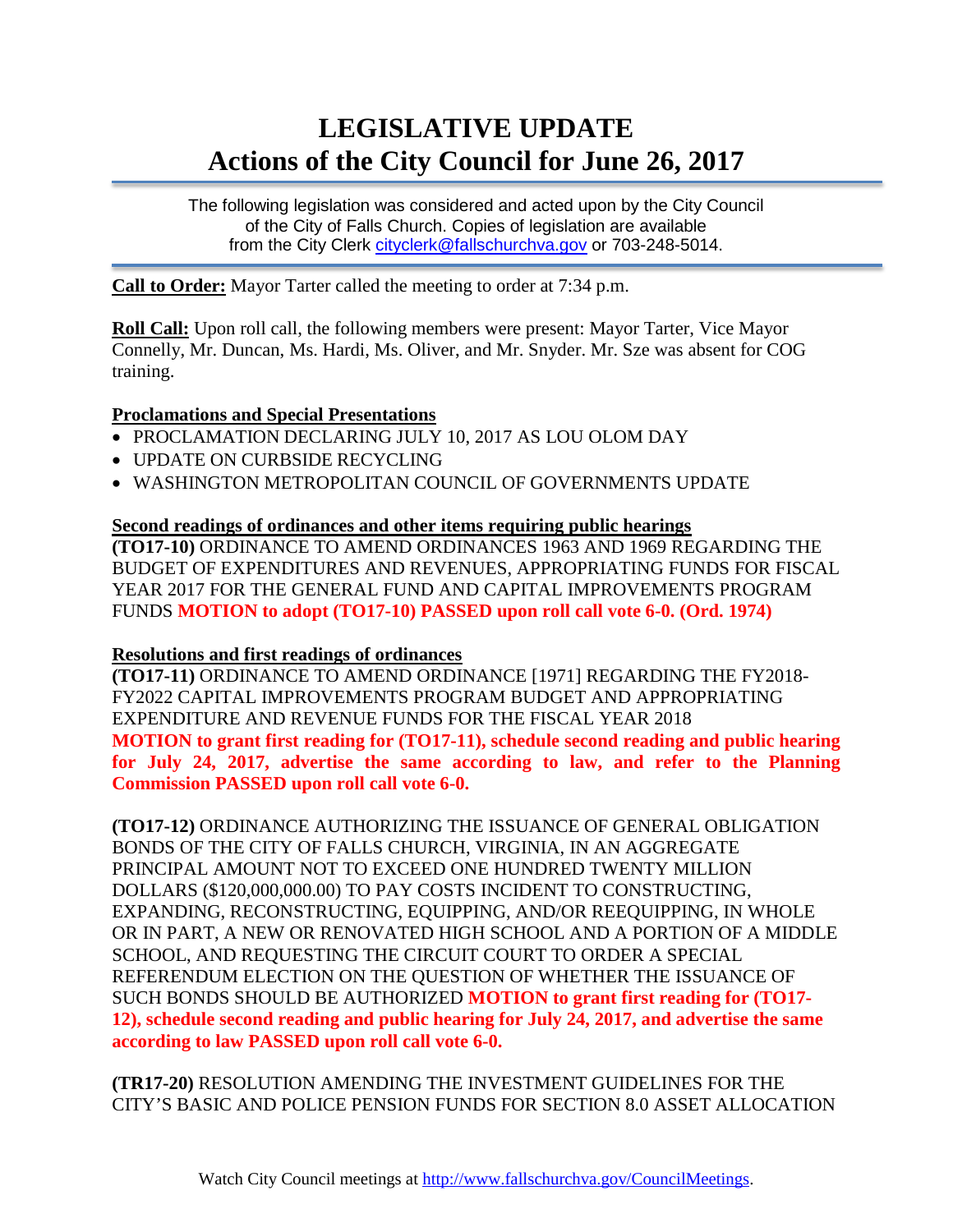# LEGISLATIVE UPDATE
# Actions of the City Council for June 26, 2017

The following legislation was considered and acted upon by the City Council of the City of Falls Church. Copies of legislation are available from the City Clerk cityclerk@fallschurchva.gov or 703-248-5014.

**Call to Order:** Mayor Tarter called the meeting to order at 7:34 p.m.

**Roll Call:** Upon roll call, the following members were present: Mayor Tarter, Vice Mayor Connelly, Mr. Duncan, Ms. Hardi, Ms. Oliver, and Mr. Snyder. Mr. Sze was absent for COG training.

**Proclamations and Special Presentations**

- PROCLAMATION DECLARING JULY 10, 2017 AS LOU OLOM DAY
- UPDATE ON CURBSIDE RECYCLING
- WASHINGTON METROPOLITAN COUNCIL OF GOVERNMENTS UPDATE

**Second readings of ordinances and other items requiring public hearings**

**(TO17-10)** ORDINANCE TO AMEND ORDINANCES 1963 AND 1969 REGARDING THE BUDGET OF EXPENDITURES AND REVENUES, APPROPRIATING FUNDS FOR FISCAL YEAR 2017 FOR THE GENERAL FUND AND CAPITAL IMPROVEMENTS PROGRAM FUNDS **MOTION to adopt (TO17-10) PASSED upon roll call vote 6-0. (Ord. 1974)**

**Resolutions and first readings of ordinances**

**(TO17-11)** ORDINANCE TO AMEND ORDINANCE [1971] REGARDING THE FY2018-FY2022 CAPITAL IMPROVEMENTS PROGRAM BUDGET AND APPROPRIATING EXPENDITURE AND REVENUE FUNDS FOR THE FISCAL YEAR 2018 **MOTION to grant first reading for (TO17-11), schedule second reading and public hearing for July 24, 2017, advertise the same according to law, and refer to the Planning Commission PASSED upon roll call vote 6-0.**

**(TO17-12)** ORDINANCE AUTHORIZING THE ISSUANCE OF GENERAL OBLIGATION BONDS OF THE CITY OF FALLS CHURCH, VIRGINIA, IN AN AGGREGATE PRINCIPAL AMOUNT NOT TO EXCEED ONE HUNDRED TWENTY MILLION DOLLARS ($120,000,000.00) TO PAY COSTS INCIDENT TO CONSTRUCTING, EXPANDING, RECONSTRUCTING, EQUIPPING, AND/OR REEQUIPPING, IN WHOLE OR IN PART, A NEW OR RENOVATED HIGH SCHOOL AND A PORTION OF A MIDDLE SCHOOL, AND REQUESTING THE CIRCUIT COURT TO ORDER A SPECIAL REFERENDUM ELECTION ON THE QUESTION OF WHETHER THE ISSUANCE OF SUCH BONDS SHOULD BE AUTHORIZED **MOTION to grant first reading for (TO17-12), schedule second reading and public hearing for July 24, 2017, and advertise the same according to law PASSED upon roll call vote 6-0.**

**(TR17-20)** RESOLUTION AMENDING THE INVESTMENT GUIDELINES FOR THE CITY'S BASIC AND POLICE PENSION FUNDS FOR SECTION 8.0 ASSET ALLOCATION

Watch City Council meetings at http://www.fallschurchva.gov/CouncilMeetings.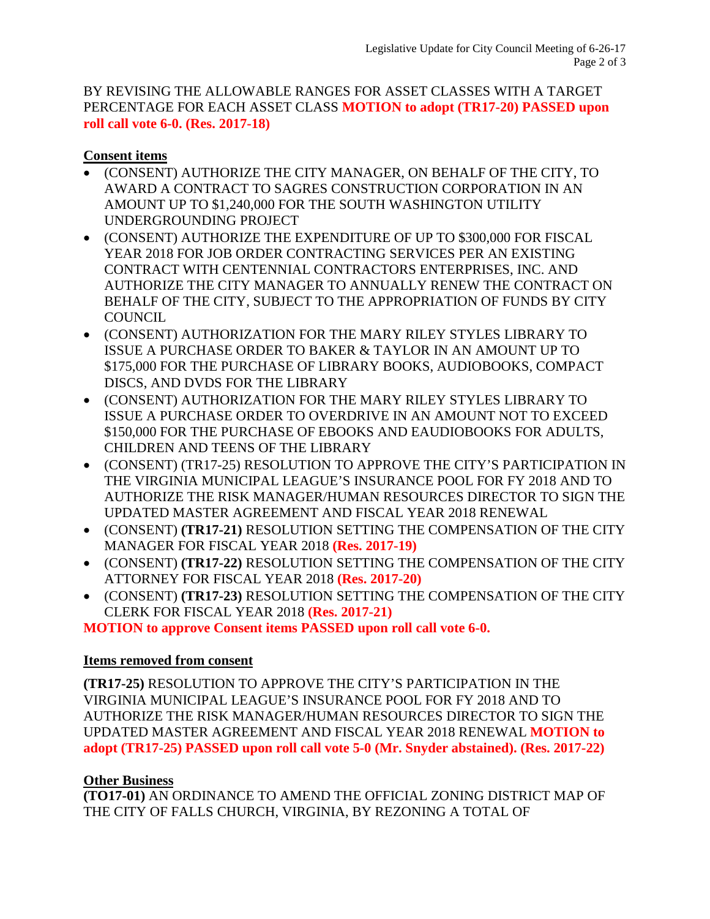BY REVISING THE ALLOWABLE RANGES FOR ASSET CLASSES WITH A TARGET PERCENTAGE FOR EACH ASSET CLASS **MOTION to adopt (TR17-20) PASSED upon roll call vote 6-0. (Res. 2017-18)**

**Consent items**

- (CONSENT) AUTHORIZE THE CITY MANAGER, ON BEHALF OF THE CITY, TO AWARD A CONTRACT TO SAGRES CONSTRUCTION CORPORATION IN AN AMOUNT UP TO $1,240,000 FOR THE SOUTH WASHINGTON UTILITY UNDERGROUNDING PROJECT
- (CONSENT) AUTHORIZE THE EXPENDITURE OF UP TO $300,000 FOR FISCAL YEAR 2018 FOR JOB ORDER CONTRACTING SERVICES PER AN EXISTING CONTRACT WITH CENTENNIAL CONTRACTORS ENTERPRISES, INC. AND AUTHORIZE THE CITY MANAGER TO ANNUALLY RENEW THE CONTRACT ON BEHALF OF THE CITY, SUBJECT TO THE APPROPRIATION OF FUNDS BY CITY COUNCIL
- (CONSENT) AUTHORIZATION FOR THE MARY RILEY STYLES LIBRARY TO ISSUE A PURCHASE ORDER TO BAKER & TAYLOR IN AN AMOUNT UP TO $175,000 FOR THE PURCHASE OF LIBRARY BOOKS, AUDIOBOOKS, COMPACT DISCS, AND DVDS FOR THE LIBRARY
- (CONSENT) AUTHORIZATION FOR THE MARY RILEY STYLES LIBRARY TO ISSUE A PURCHASE ORDER TO OVERDRIVE IN AN AMOUNT NOT TO EXCEED $150,000 FOR THE PURCHASE OF EBOOKS AND EAUDIOBOOKS FOR ADULTS, CHILDREN AND TEENS OF THE LIBRARY
- (CONSENT) (TR17-25) RESOLUTION TO APPROVE THE CITY'S PARTICIPATION IN THE VIRGINIA MUNICIPAL LEAGUE'S INSURANCE POOL FOR FY 2018 AND TO AUTHORIZE THE RISK MANAGER/HUMAN RESOURCES DIRECTOR TO SIGN THE UPDATED MASTER AGREEMENT AND FISCAL YEAR 2018 RENEWAL
- (CONSENT) **(TR17-21)** RESOLUTION SETTING THE COMPENSATION OF THE CITY MANAGER FOR FISCAL YEAR 2018 **(Res. 2017-19)**
- (CONSENT) **(TR17-22)** RESOLUTION SETTING THE COMPENSATION OF THE CITY ATTORNEY FOR FISCAL YEAR 2018 **(Res. 2017-20)**
- (CONSENT) **(TR17-23)** RESOLUTION SETTING THE COMPENSATION OF THE CITY CLERK FOR FISCAL YEAR 2018 **(Res. 2017-21)**

**MOTION to approve Consent items PASSED upon roll call vote 6-0.**

**Items removed from consent**

**(TR17-25)** RESOLUTION TO APPROVE THE CITY'S PARTICIPATION IN THE VIRGINIA MUNICIPAL LEAGUE'S INSURANCE POOL FOR FY 2018 AND TO AUTHORIZE THE RISK MANAGER/HUMAN RESOURCES DIRECTOR TO SIGN THE UPDATED MASTER AGREEMENT AND FISCAL YEAR 2018 RENEWAL **MOTION to adopt (TR17-25) PASSED upon roll call vote 5-0 (Mr. Snyder abstained). (Res. 2017-22)**

**Other Business**

**(TO17-01)** AN ORDINANCE TO AMEND THE OFFICIAL ZONING DISTRICT MAP OF THE CITY OF FALLS CHURCH, VIRGINIA, BY REZONING A TOTAL OF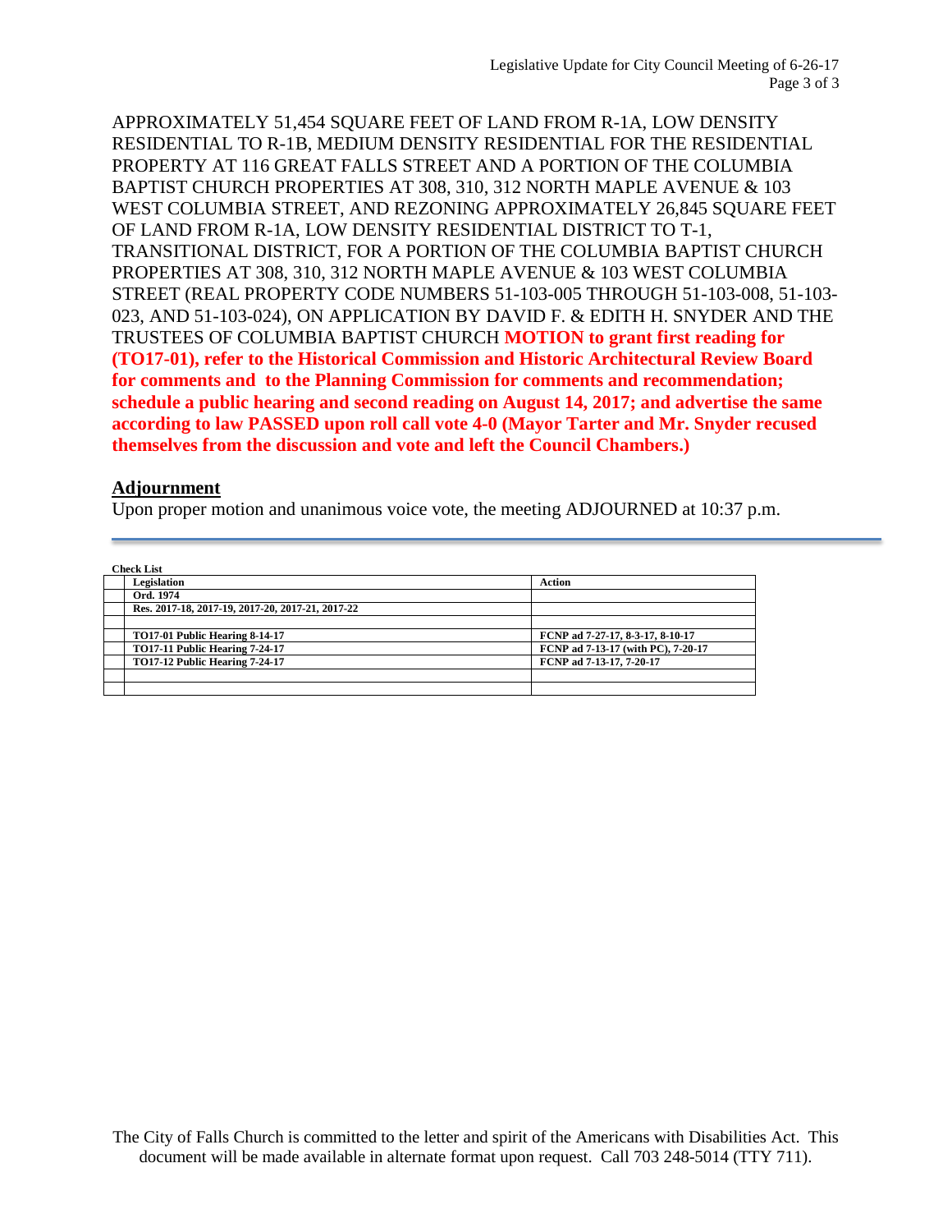APPROXIMATELY 51,454 SQUARE FEET OF LAND FROM R-1A, LOW DENSITY RESIDENTIAL TO R-1B, MEDIUM DENSITY RESIDENTIAL FOR THE RESIDENTIAL PROPERTY AT 116 GREAT FALLS STREET AND A PORTION OF THE COLUMBIA BAPTIST CHURCH PROPERTIES AT 308, 310, 312 NORTH MAPLE AVENUE & 103 WEST COLUMBIA STREET, AND REZONING APPROXIMATELY 26,845 SQUARE FEET OF LAND FROM R-1A, LOW DENSITY RESIDENTIAL DISTRICT TO T-1, TRANSITIONAL DISTRICT, FOR A PORTION OF THE COLUMBIA BAPTIST CHURCH PROPERTIES AT 308, 310, 312 NORTH MAPLE AVENUE & 103 WEST COLUMBIA STREET (REAL PROPERTY CODE NUMBERS 51-103-005 THROUGH 51-103-008, 51-103-023, AND 51-103-024), ON APPLICATION BY DAVID F. & EDITH H. SNYDER AND THE TRUSTEES OF COLUMBIA BAPTIST CHURCH **MOTION to grant first reading for (TO17-01), refer to the Historical Commission and Historic Architectural Review Board for comments and to the Planning Commission for comments and recommendation; schedule a public hearing and second reading on August 14, 2017; and advertise the same according to law PASSED upon roll call vote 4-0 (Mayor Tarter and Mr. Snyder recused themselves from the discussion and vote and left the Council Chambers.)**

## Adjournment

Upon proper motion and unanimous voice vote, the meeting ADJOURNED at 10:37 p.m.

**Check List**

| | Legislation | Action |
|---|---|---|
| | Ord. 1974 | |
| | Res. 2017-18, 2017-19, 2017-20, 2017-21, 2017-22 | |
| | | |
| | TO17-01 Public Hearing 8-14-17 | FCNP ad 7-27-17, 8-3-17, 8-10-17 |
| | TO17-11 Public Hearing 7-24-17 | FCNP ad 7-13-17 (with PC), 7-20-17 |
| | TO17-12 Public Hearing 7-24-17 | FCNP ad 7-13-17, 7-20-17 |
| | | |
| | | |

The City of Falls Church is committed to the letter and spirit of the Americans with Disabilities Act. This document will be made available in alternate format upon request. Call 703 248-5014 (TTY 711).